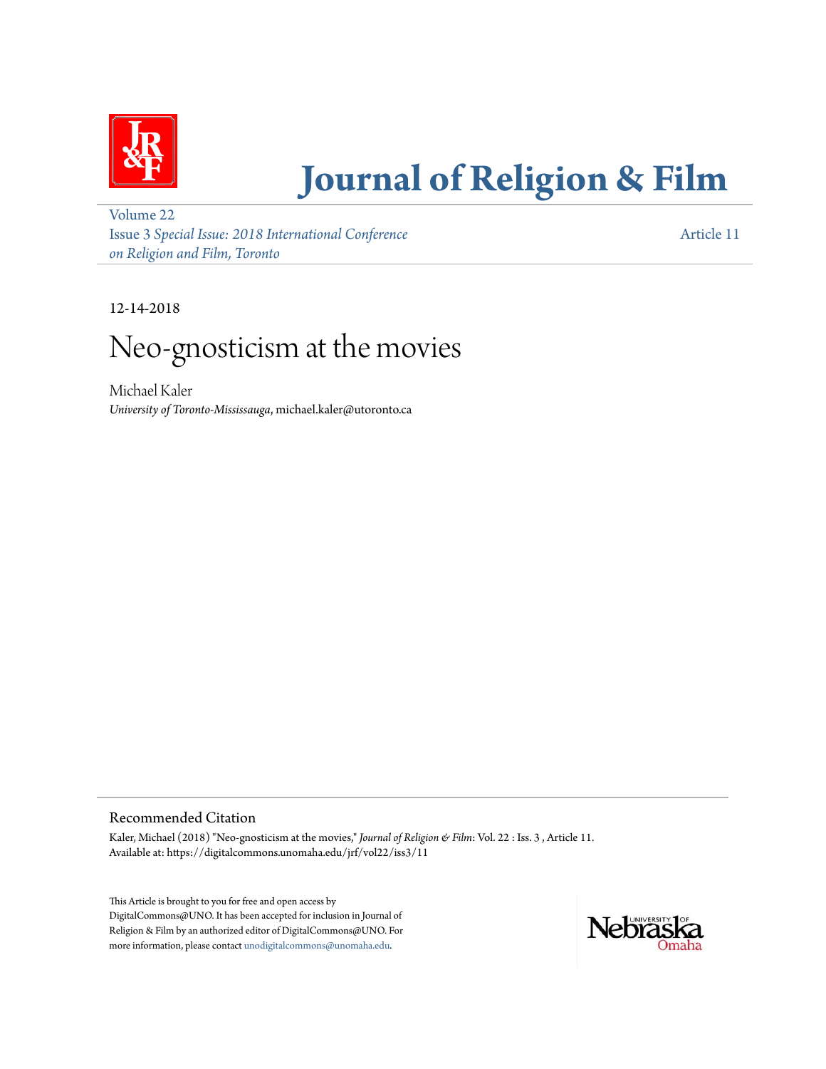# Journal of Religion & Film

Volume 22
Issue 3 *Special Issue: 2018 International Conference on Religion and Film, Toronto*

Article 11

12-14-2018

# Neo-gnosticism at the movies

Michael Kaler
*University of Toronto-Mississauga*, michael.kaler@utoronto.ca

## Recommended Citation

Kaler, Michael (2018) "Neo-gnosticism at the movies," *Journal of Religion & Film*: Vol. 22 : Iss. 3 , Article 11.
Available at: https://digitalcommons.unomaha.edu/jrf/vol22/iss3/11

This Article is brought to you for free and open access by DigitalCommons@UNO. It has been accepted for inclusion in Journal of Religion & Film by an authorized editor of DigitalCommons@UNO. For more information, please contact unodigitalcommons@unomaha.edu.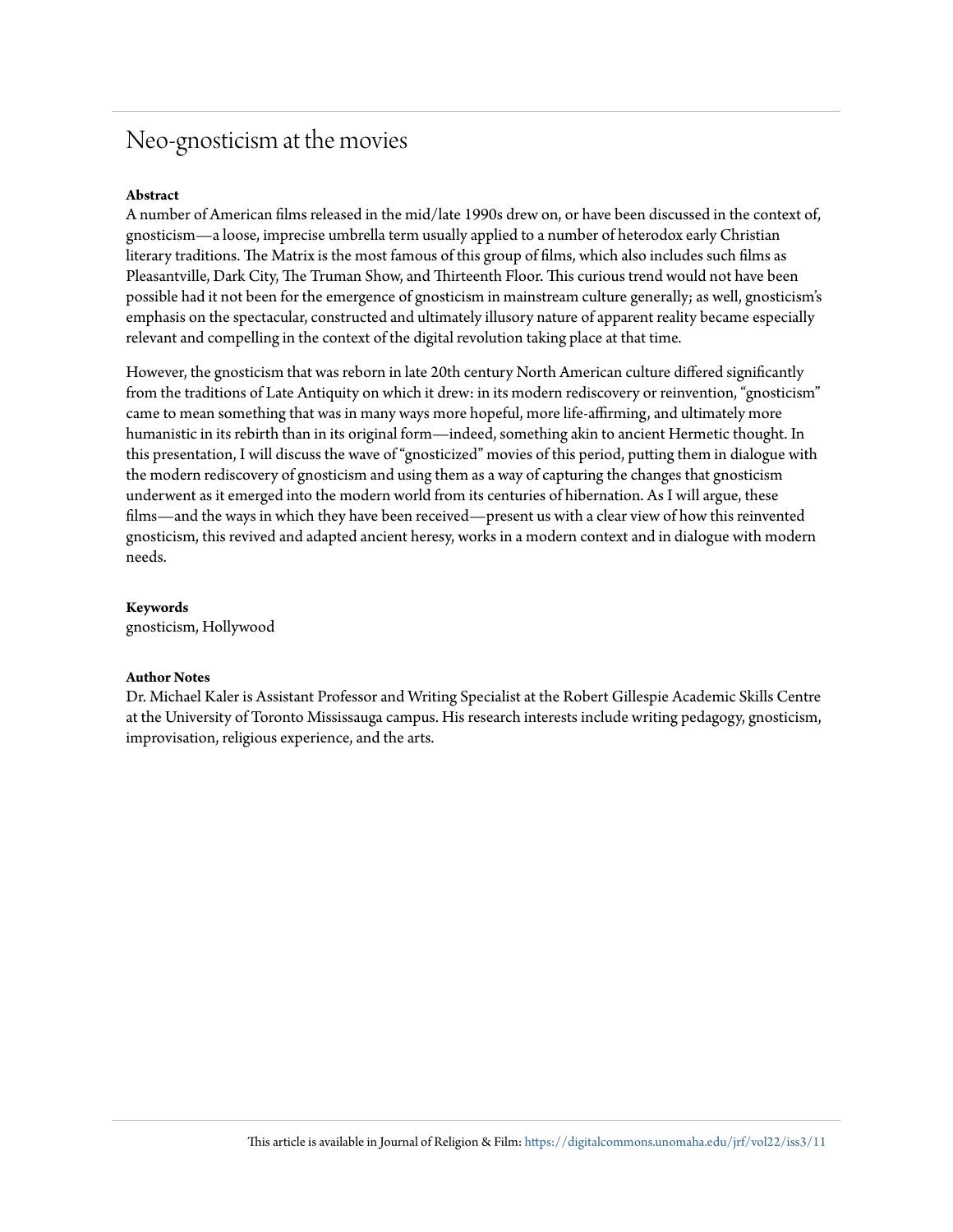# Neo-gnosticism at the movies

**Abstract**

A number of American films released in the mid/late 1990s drew on, or have been discussed in the context of, gnosticism—a loose, imprecise umbrella term usually applied to a number of heterodox early Christian literary traditions. The Matrix is the most famous of this group of films, which also includes such films as Pleasantville, Dark City, The Truman Show, and Thirteenth Floor. This curious trend would not have been possible had it not been for the emergence of gnosticism in mainstream culture generally; as well, gnosticism's emphasis on the spectacular, constructed and ultimately illusory nature of apparent reality became especially relevant and compelling in the context of the digital revolution taking place at that time.

However, the gnosticism that was reborn in late 20th century North American culture differed significantly from the traditions of Late Antiquity on which it drew: in its modern rediscovery or reinvention, "gnosticism" came to mean something that was in many ways more hopeful, more life-affirming, and ultimately more humanistic in its rebirth than in its original form—indeed, something akin to ancient Hermetic thought. In this presentation, I will discuss the wave of "gnosticized" movies of this period, putting them in dialogue with the modern rediscovery of gnosticism and using them as a way of capturing the changes that gnosticism underwent as it emerged into the modern world from its centuries of hibernation. As I will argue, these films—and the ways in which they have been received—present us with a clear view of how this reinvented gnosticism, this revived and adapted ancient heresy, works in a modern context and in dialogue with modern needs.

**Keywords**

gnosticism, Hollywood

**Author Notes**

Dr. Michael Kaler is Assistant Professor and Writing Specialist at the Robert Gillespie Academic Skills Centre at the University of Toronto Mississauga campus. His research interests include writing pedagogy, gnosticism, improvisation, religious experience, and the arts.

This article is available in Journal of Religion & Film: https://digitalcommons.unomaha.edu/jrf/vol22/iss3/11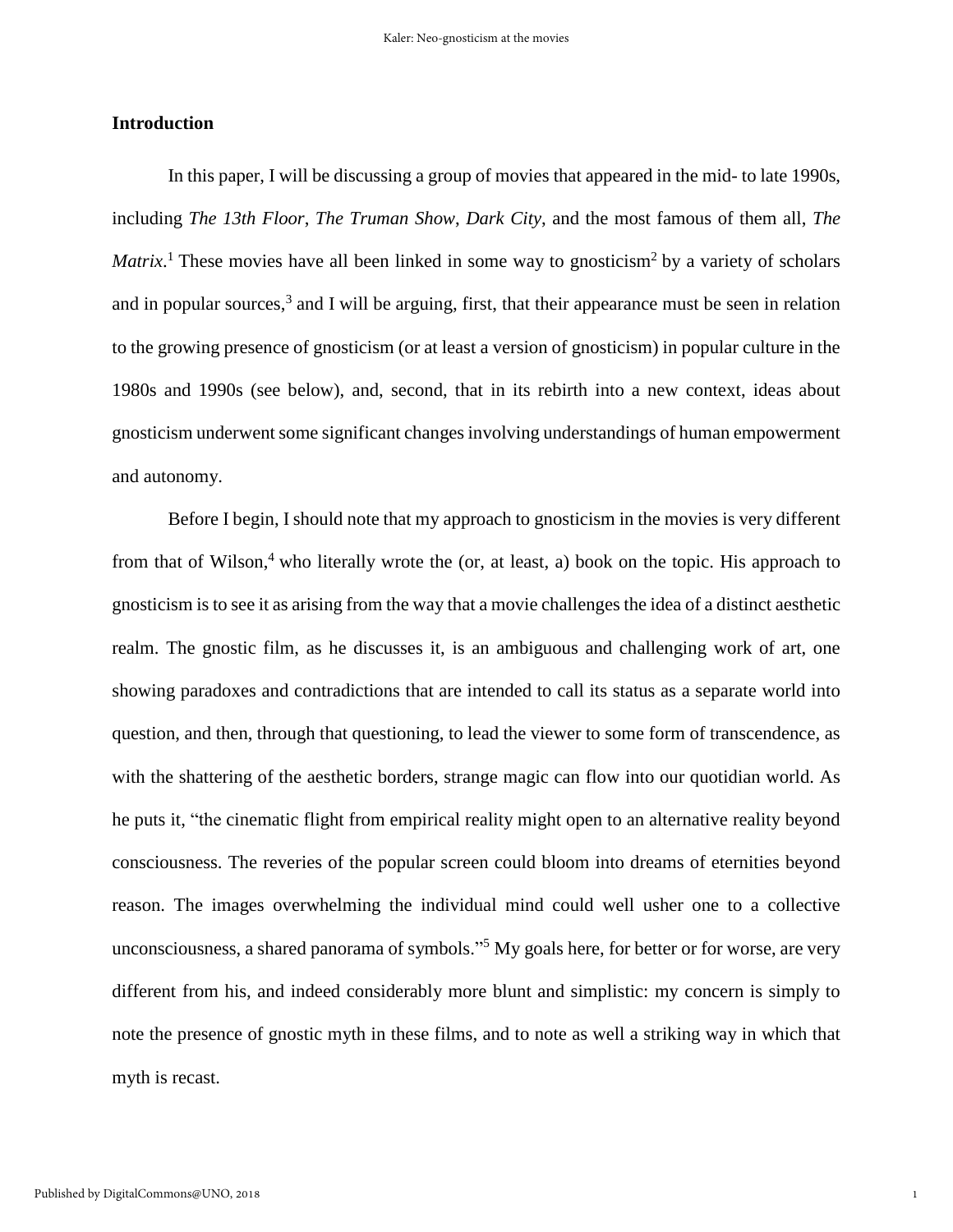## Introduction

In this paper, I will be discussing a group of movies that appeared in the mid- to late 1990s, including *The 13th Floor*, *The Truman Show*, *Dark City*, and the most famous of them all, *The Matrix*.[1] These movies have all been linked in some way to gnosticism[2] by a variety of scholars and in popular sources,[3] and I will be arguing, first, that their appearance must be seen in relation to the growing presence of gnosticism (or at least a version of gnosticism) in popular culture in the 1980s and 1990s (see below), and, second, that in its rebirth into a new context, ideas about gnosticism underwent some significant changes involving understandings of human empowerment and autonomy.

Before I begin, I should note that my approach to gnosticism in the movies is very different from that of Wilson,[4] who literally wrote the (or, at least, a) book on the topic. His approach to gnosticism is to see it as arising from the way that a movie challenges the idea of a distinct aesthetic realm. The gnostic film, as he discusses it, is an ambiguous and challenging work of art, one showing paradoxes and contradictions that are intended to call its status as a separate world into question, and then, through that questioning, to lead the viewer to some form of transcendence, as with the shattering of the aesthetic borders, strange magic can flow into our quotidian world. As he puts it, "the cinematic flight from empirical reality might open to an alternative reality beyond consciousness. The reveries of the popular screen could bloom into dreams of eternities beyond reason. The images overwhelming the individual mind could well usher one to a collective unconsciousness, a shared panorama of symbols."[5] My goals here, for better or for worse, are very different from his, and indeed considerably more blunt and simplistic: my concern is simply to note the presence of gnostic myth in these films, and to note as well a striking way in which that myth is recast.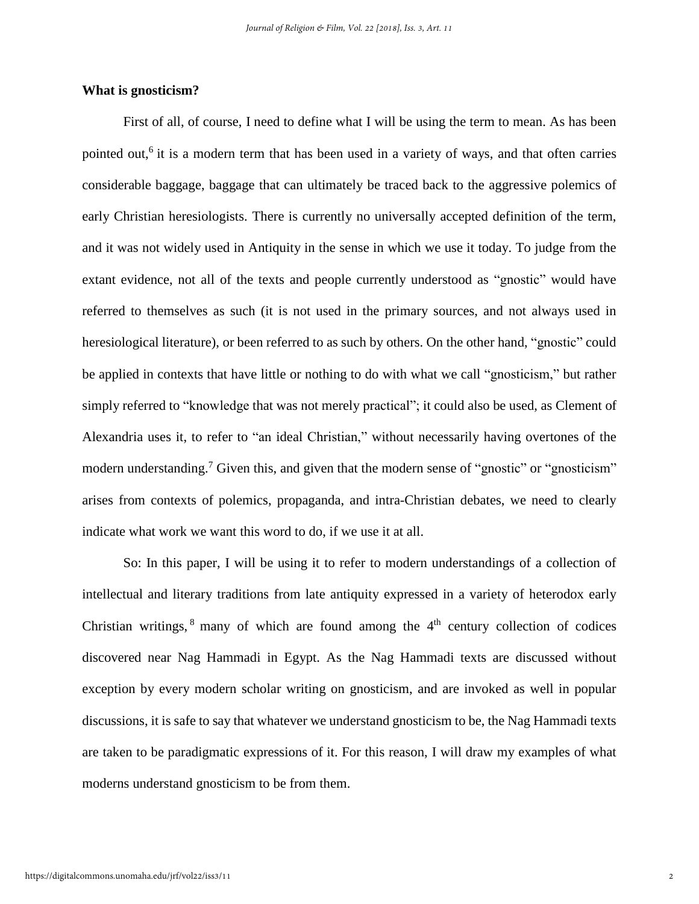## What is gnosticism?

First of all, of course, I need to define what I will be using the term to mean. As has been pointed out,[6] it is a modern term that has been used in a variety of ways, and that often carries considerable baggage, baggage that can ultimately be traced back to the aggressive polemics of early Christian heresiologists. There is currently no universally accepted definition of the term, and it was not widely used in Antiquity in the sense in which we use it today. To judge from the extant evidence, not all of the texts and people currently understood as "gnostic" would have referred to themselves as such (it is not used in the primary sources, and not always used in heresiological literature), or been referred to as such by others. On the other hand, "gnostic" could be applied in contexts that have little or nothing to do with what we call "gnosticism," but rather simply referred to "knowledge that was not merely practical"; it could also be used, as Clement of Alexandria uses it, to refer to "an ideal Christian," without necessarily having overtones of the modern understanding.[7] Given this, and given that the modern sense of "gnostic" or "gnosticism" arises from contexts of polemics, propaganda, and intra-Christian debates, we need to clearly indicate what work we want this word to do, if we use it at all.

So: In this paper, I will be using it to refer to modern understandings of a collection of intellectual and literary traditions from late antiquity expressed in a variety of heterodox early Christian writings,[8] many of which are found among the 4th century collection of codices discovered near Nag Hammadi in Egypt. As the Nag Hammadi texts are discussed without exception by every modern scholar writing on gnosticism, and are invoked as well in popular discussions, it is safe to say that whatever we understand gnosticism to be, the Nag Hammadi texts are taken to be paradigmatic expressions of it. For this reason, I will draw my examples of what moderns understand gnosticism to be from them.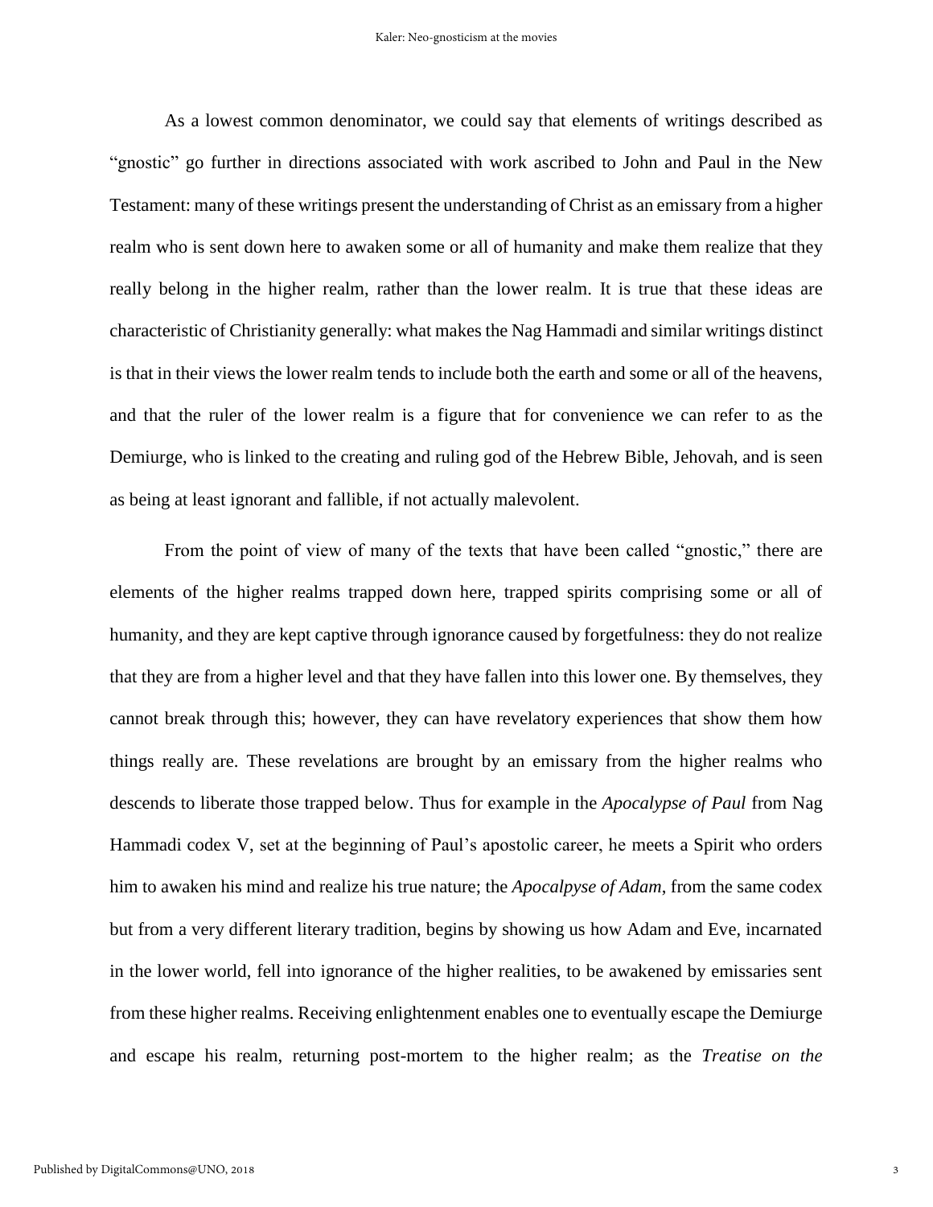As a lowest common denominator, we could say that elements of writings described as "gnostic" go further in directions associated with work ascribed to John and Paul in the New Testament: many of these writings present the understanding of Christ as an emissary from a higher realm who is sent down here to awaken some or all of humanity and make them realize that they really belong in the higher realm, rather than the lower realm. It is true that these ideas are characteristic of Christianity generally: what makes the Nag Hammadi and similar writings distinct is that in their views the lower realm tends to include both the earth and some or all of the heavens, and that the ruler of the lower realm is a figure that for convenience we can refer to as the Demiurge, who is linked to the creating and ruling god of the Hebrew Bible, Jehovah, and is seen as being at least ignorant and fallible, if not actually malevolent.

From the point of view of many of the texts that have been called "gnostic," there are elements of the higher realms trapped down here, trapped spirits comprising some or all of humanity, and they are kept captive through ignorance caused by forgetfulness: they do not realize that they are from a higher level and that they have fallen into this lower one. By themselves, they cannot break through this; however, they can have revelatory experiences that show them how things really are. These revelations are brought by an emissary from the higher realms who descends to liberate those trapped below. Thus for example in the *Apocalypse of Paul* from Nag Hammadi codex V, set at the beginning of Paul's apostolic career, he meets a Spirit who orders him to awaken his mind and realize his true nature; the *Apocalpyse of Adam*, from the same codex but from a very different literary tradition, begins by showing us how Adam and Eve, incarnated in the lower world, fell into ignorance of the higher realities, to be awakened by emissaries sent from these higher realms. Receiving enlightenment enables one to eventually escape the Demiurge and escape his realm, returning post-mortem to the higher realm; as the *Treatise on the*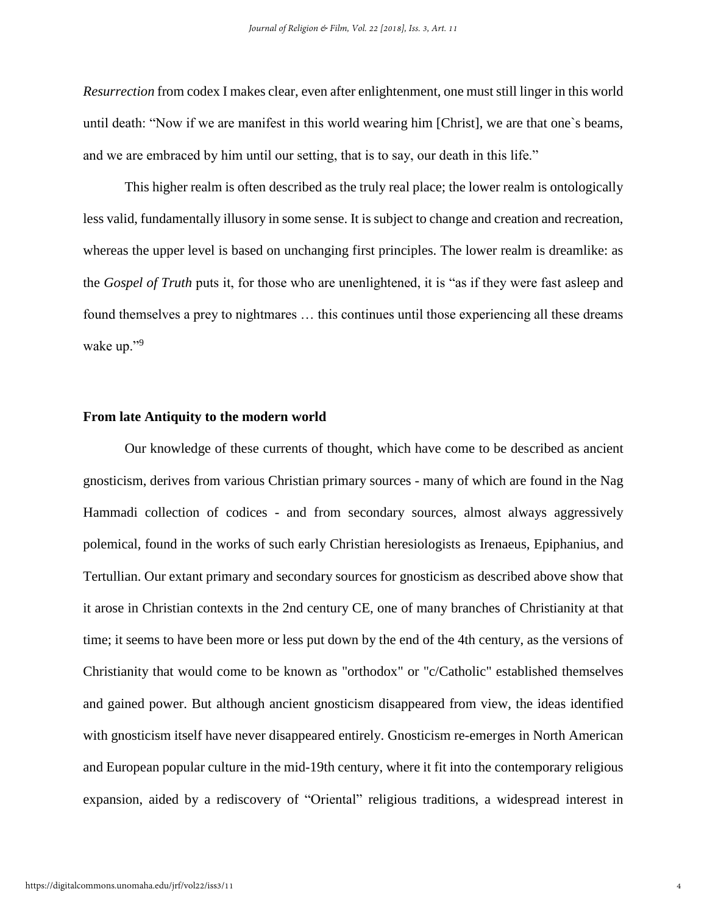*Resurrection* from codex I makes clear, even after enlightenment, one must still linger in this world until death: "Now if we are manifest in this world wearing him [Christ], we are that one`s beams, and we are embraced by him until our setting, that is to say, our death in this life."

This higher realm is often described as the truly real place; the lower realm is ontologically less valid, fundamentally illusory in some sense. It is subject to change and creation and recreation, whereas the upper level is based on unchanging first principles. The lower realm is dreamlike: as the *Gospel of Truth* puts it, for those who are unenlightened, it is "as if they were fast asleep and found themselves a prey to nightmares … this continues until those experiencing all these dreams wake up."[9]

### From late Antiquity to the modern world

Our knowledge of these currents of thought, which have come to be described as ancient gnosticism, derives from various Christian primary sources - many of which are found in the Nag Hammadi collection of codices - and from secondary sources, almost always aggressively polemical, found in the works of such early Christian heresiologists as Irenaeus, Epiphanius, and Tertullian. Our extant primary and secondary sources for gnosticism as described above show that it arose in Christian contexts in the 2nd century CE, one of many branches of Christianity at that time; it seems to have been more or less put down by the end of the 4th century, as the versions of Christianity that would come to be known as "orthodox" or "c/Catholic" established themselves and gained power. But although ancient gnosticism disappeared from view, the ideas identified with gnosticism itself have never disappeared entirely. Gnosticism re-emerges in North American and European popular culture in the mid-19th century, where it fit into the contemporary religious expansion, aided by a rediscovery of "Oriental" religious traditions, a widespread interest in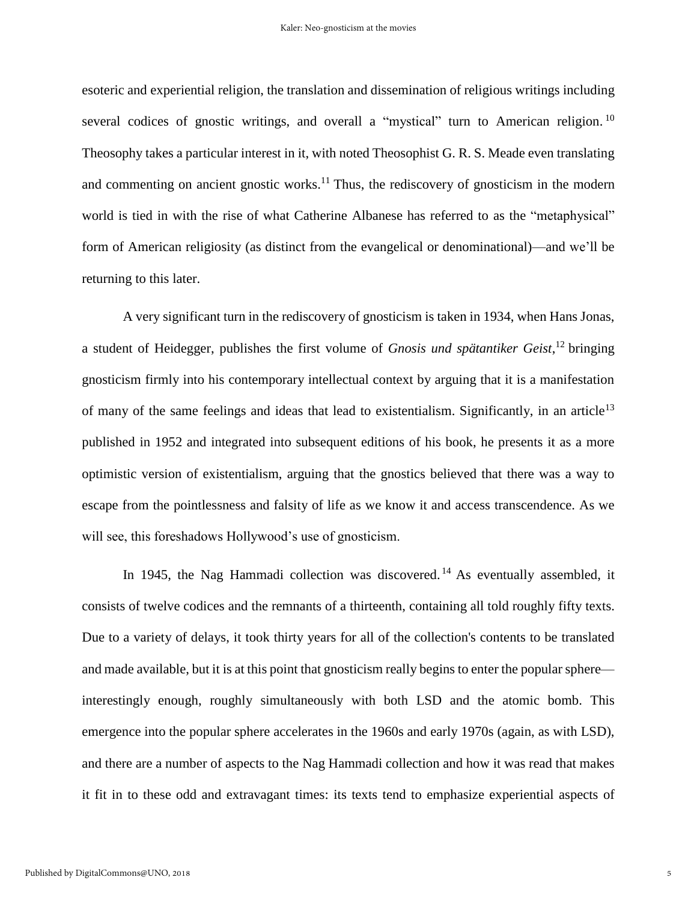esoteric and experiential religion, the translation and dissemination of religious writings including several codices of gnostic writings, and overall a "mystical" turn to American religion.[10] Theosophy takes a particular interest in it, with noted Theosophist G. R. S. Meade even translating and commenting on ancient gnostic works.[11] Thus, the rediscovery of gnosticism in the modern world is tied in with the rise of what Catherine Albanese has referred to as the "metaphysical" form of American religiosity (as distinct from the evangelical or denominational)—and we'll be returning to this later.

A very significant turn in the rediscovery of gnosticism is taken in 1934, when Hans Jonas, a student of Heidegger, publishes the first volume of *Gnosis und spätantiker Geist*,[12] bringing gnosticism firmly into his contemporary intellectual context by arguing that it is a manifestation of many of the same feelings and ideas that lead to existentialism. Significantly, in an article[13] published in 1952 and integrated into subsequent editions of his book, he presents it as a more optimistic version of existentialism, arguing that the gnostics believed that there was a way to escape from the pointlessness and falsity of life as we know it and access transcendence. As we will see, this foreshadows Hollywood's use of gnosticism.

In 1945, the Nag Hammadi collection was discovered.[14] As eventually assembled, it consists of twelve codices and the remnants of a thirteenth, containing all told roughly fifty texts. Due to a variety of delays, it took thirty years for all of the collection's contents to be translated and made available, but it is at this point that gnosticism really begins to enter the popular sphere—interestingly enough, roughly simultaneously with both LSD and the atomic bomb. This emergence into the popular sphere accelerates in the 1960s and early 1970s (again, as with LSD), and there are a number of aspects to the Nag Hammadi collection and how it was read that makes it fit in to these odd and extravagant times: its texts tend to emphasize experiential aspects of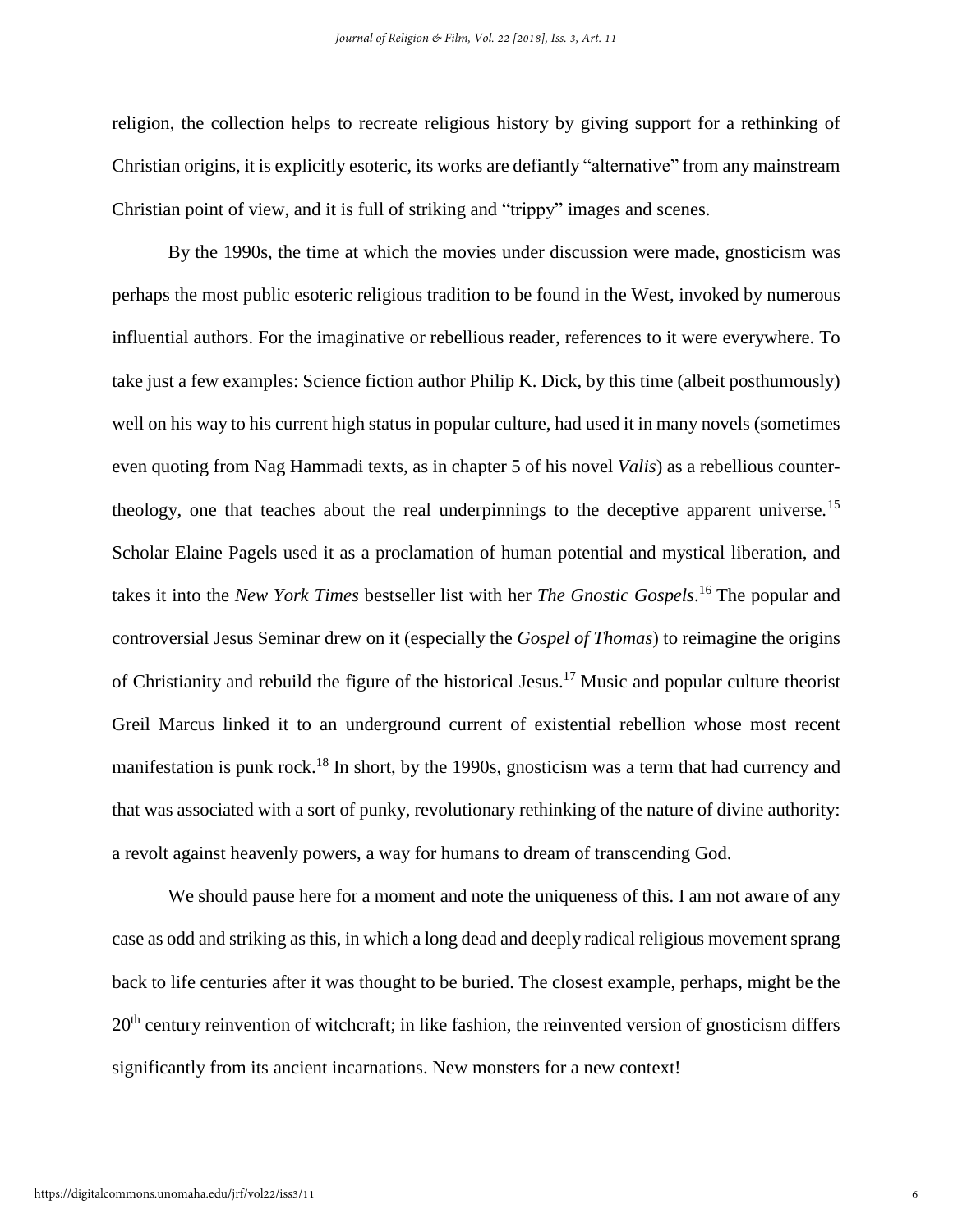religion, the collection helps to recreate religious history by giving support for a rethinking of Christian origins, it is explicitly esoteric, its works are defiantly "alternative" from any mainstream Christian point of view, and it is full of striking and "trippy" images and scenes.

By the 1990s, the time at which the movies under discussion were made, gnosticism was perhaps the most public esoteric religious tradition to be found in the West, invoked by numerous influential authors. For the imaginative or rebellious reader, references to it were everywhere. To take just a few examples: Science fiction author Philip K. Dick, by this time (albeit posthumously) well on his way to his current high status in popular culture, had used it in many novels (sometimes even quoting from Nag Hammadi texts, as in chapter 5 of his novel *Valis*) as a rebellious counter-theology, one that teaches about the real underpinnings to the deceptive apparent universe.[15] Scholar Elaine Pagels used it as a proclamation of human potential and mystical liberation, and takes it into the *New York Times* bestseller list with her *The Gnostic Gospels*.[16] The popular and controversial Jesus Seminar drew on it (especially the *Gospel of Thomas*) to reimagine the origins of Christianity and rebuild the figure of the historical Jesus.[17] Music and popular culture theorist Greil Marcus linked it to an underground current of existential rebellion whose most recent manifestation is punk rock.[18] In short, by the 1990s, gnosticism was a term that had currency and that was associated with a sort of punky, revolutionary rethinking of the nature of divine authority: a revolt against heavenly powers, a way for humans to dream of transcending God.

We should pause here for a moment and note the uniqueness of this. I am not aware of any case as odd and striking as this, in which a long dead and deeply radical religious movement sprang back to life centuries after it was thought to be buried. The closest example, perhaps, might be the 20th century reinvention of witchcraft; in like fashion, the reinvented version of gnosticism differs significantly from its ancient incarnations. New monsters for a new context!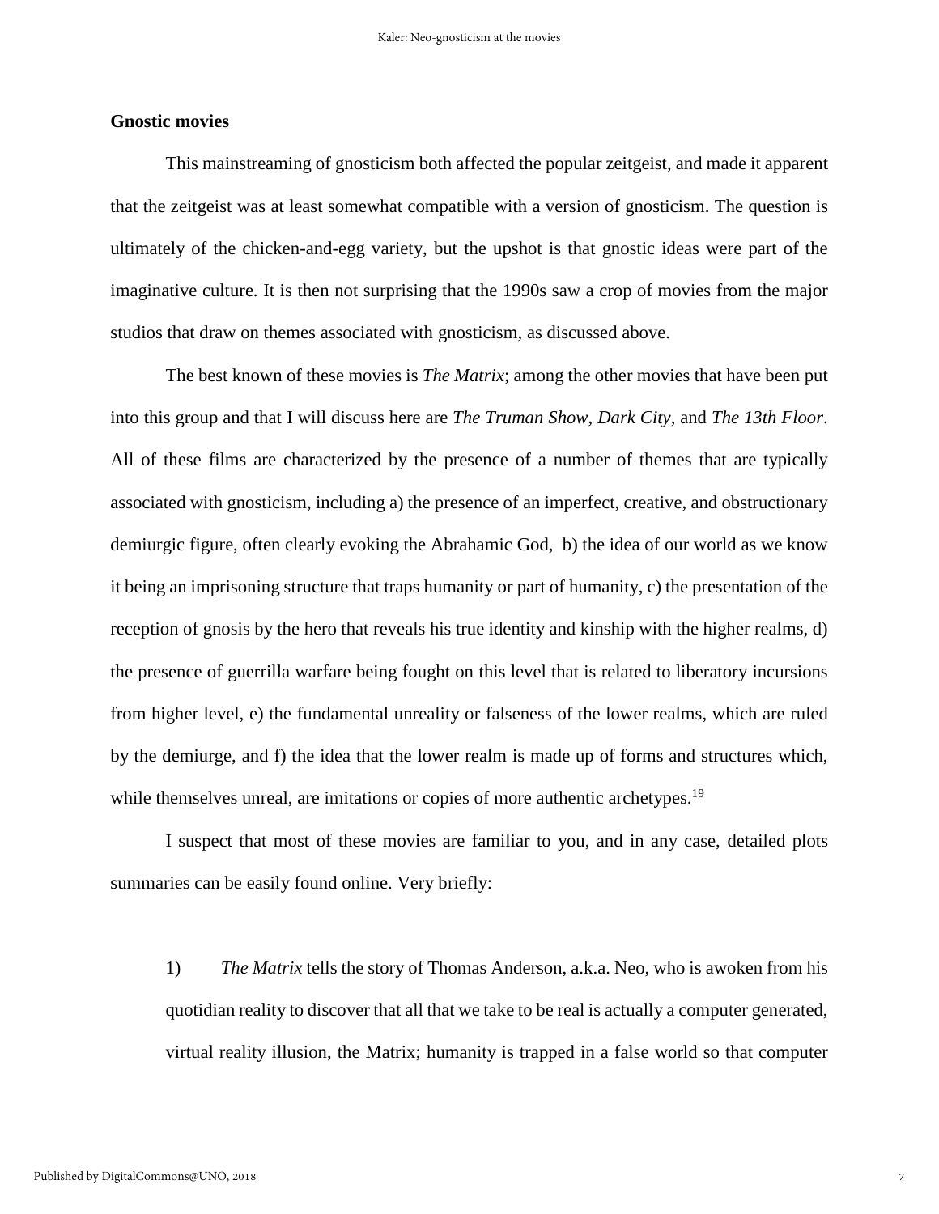## Gnostic movies

This mainstreaming of gnosticism both affected the popular zeitgeist, and made it apparent that the zeitgeist was at least somewhat compatible with a version of gnosticism. The question is ultimately of the chicken-and-egg variety, but the upshot is that gnostic ideas were part of the imaginative culture. It is then not surprising that the 1990s saw a crop of movies from the major studios that draw on themes associated with gnosticism, as discussed above.

The best known of these movies is *The Matrix*; among the other movies that have been put into this group and that I will discuss here are *The Truman Show*, *Dark City*, and *The 13th Floor*. All of these films are characterized by the presence of a number of themes that are typically associated with gnosticism, including a) the presence of an imperfect, creative, and obstructionary demiurgic figure, often clearly evoking the Abrahamic God, b) the idea of our world as we know it being an imprisoning structure that traps humanity or part of humanity, c) the presentation of the reception of gnosis by the hero that reveals his true identity and kinship with the higher realms, d) the presence of guerrilla warfare being fought on this level that is related to liberatory incursions from higher level, e) the fundamental unreality or falseness of the lower realms, which are ruled by the demiurge, and f) the idea that the lower realm is made up of forms and structures which, while themselves unreal, are imitations or copies of more authentic archetypes.[19]

I suspect that most of these movies are familiar to you, and in any case, detailed plots summaries can be easily found online. Very briefly:

1) *The Matrix* tells the story of Thomas Anderson, a.k.a. Neo, who is awoken from his quotidian reality to discover that all that we take to be real is actually a computer generated, virtual reality illusion, the Matrix; humanity is trapped in a false world so that computer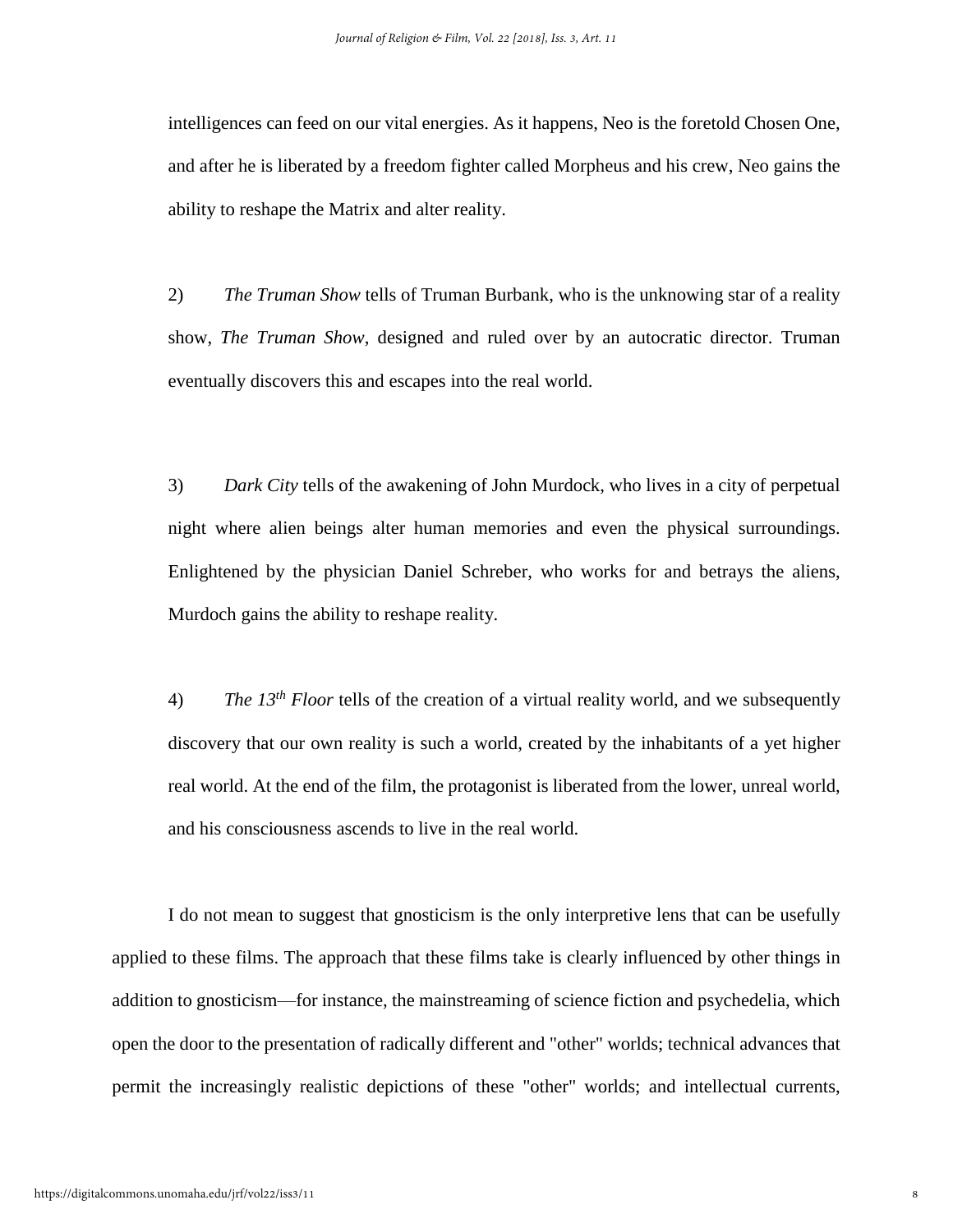intelligences can feed on our vital energies. As it happens, Neo is the foretold Chosen One, and after he is liberated by a freedom fighter called Morpheus and his crew, Neo gains the ability to reshape the Matrix and alter reality.

2) *The Truman Show* tells of Truman Burbank, who is the unknowing star of a reality show, *The Truman Show*, designed and ruled over by an autocratic director. Truman eventually discovers this and escapes into the real world.

3) *Dark City* tells of the awakening of John Murdock, who lives in a city of perpetual night where alien beings alter human memories and even the physical surroundings. Enlightened by the physician Daniel Schreber, who works for and betrays the aliens, Murdoch gains the ability to reshape reality.

4) *The 13th Floor* tells of the creation of a virtual reality world, and we subsequently discovery that our own reality is such a world, created by the inhabitants of a yet higher real world. At the end of the film, the protagonist is liberated from the lower, unreal world, and his consciousness ascends to live in the real world.

I do not mean to suggest that gnosticism is the only interpretive lens that can be usefully applied to these films. The approach that these films take is clearly influenced by other things in addition to gnosticism—for instance, the mainstreaming of science fiction and psychedelia, which open the door to the presentation of radically different and "other" worlds; technical advances that permit the increasingly realistic depictions of these "other" worlds; and intellectual currents,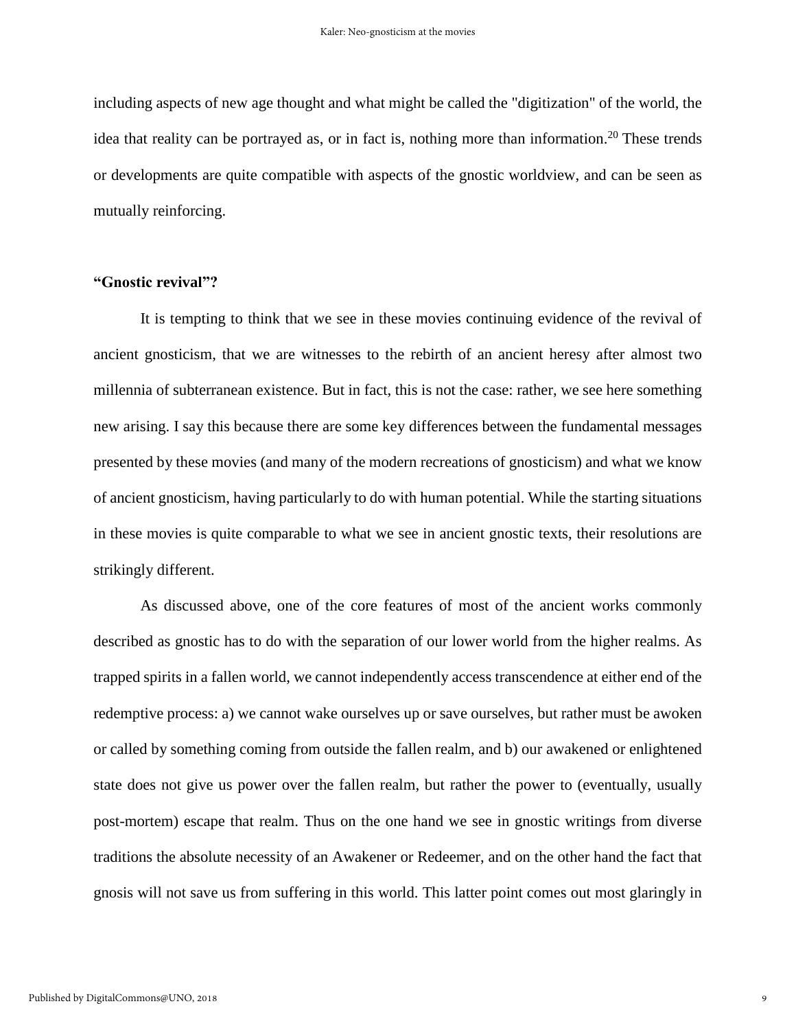including aspects of new age thought and what might be called the "digitization" of the world, the idea that reality can be portrayed as, or in fact is, nothing more than information.[20] These trends or developments are quite compatible with aspects of the gnostic worldview, and can be seen as mutually reinforcing.

## **"Gnostic revival"?**

It is tempting to think that we see in these movies continuing evidence of the revival of ancient gnosticism, that we are witnesses to the rebirth of an ancient heresy after almost two millennia of subterranean existence. But in fact, this is not the case: rather, we see here something new arising. I say this because there are some key differences between the fundamental messages presented by these movies (and many of the modern recreations of gnosticism) and what we know of ancient gnosticism, having particularly to do with human potential. While the starting situations in these movies is quite comparable to what we see in ancient gnostic texts, their resolutions are strikingly different.

As discussed above, one of the core features of most of the ancient works commonly described as gnostic has to do with the separation of our lower world from the higher realms. As trapped spirits in a fallen world, we cannot independently access transcendence at either end of the redemptive process: a) we cannot wake ourselves up or save ourselves, but rather must be awoken or called by something coming from outside the fallen realm, and b) our awakened or enlightened state does not give us power over the fallen realm, but rather the power to (eventually, usually post-mortem) escape that realm. Thus on the one hand we see in gnostic writings from diverse traditions the absolute necessity of an Awakener or Redeemer, and on the other hand the fact that gnosis will not save us from suffering in this world. This latter point comes out most glaringly in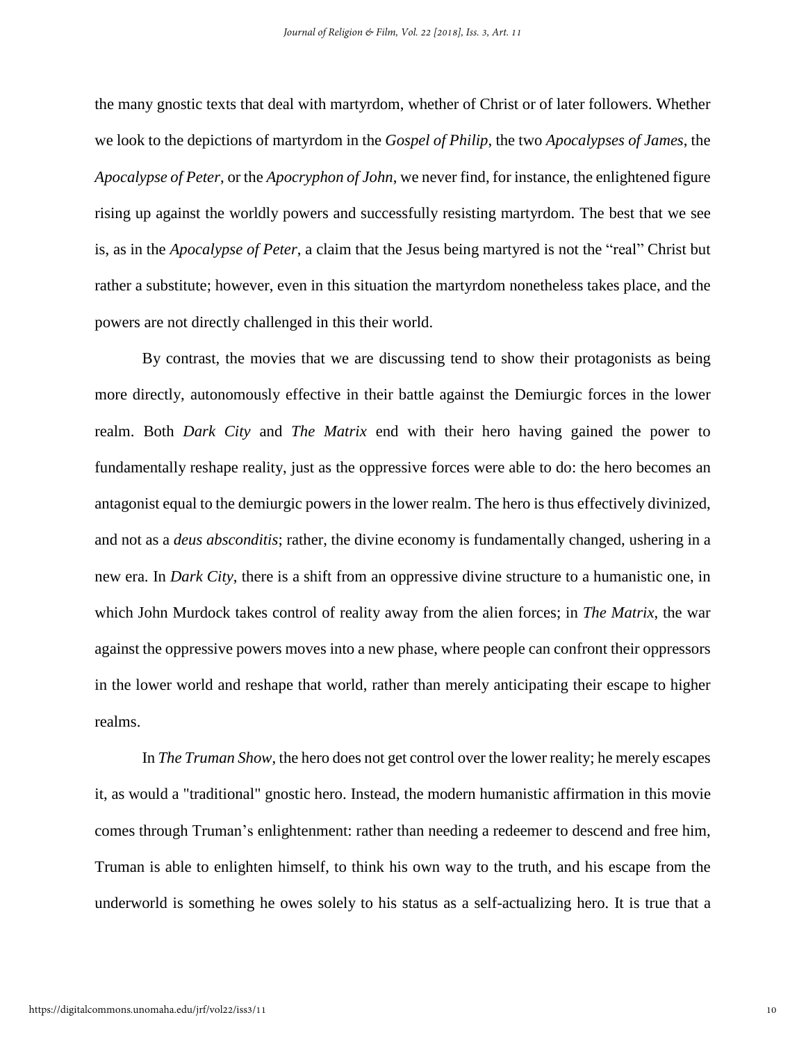the many gnostic texts that deal with martyrdom, whether of Christ or of later followers. Whether we look to the depictions of martyrdom in the *Gospel of Philip*, the two *Apocalypses of James*, the *Apocalypse of Peter*, or the *Apocryphon of John*, we never find, for instance, the enlightened figure rising up against the worldly powers and successfully resisting martyrdom. The best that we see is, as in the *Apocalypse of Peter*, a claim that the Jesus being martyred is not the "real" Christ but rather a substitute; however, even in this situation the martyrdom nonetheless takes place, and the powers are not directly challenged in this their world.

By contrast, the movies that we are discussing tend to show their protagonists as being more directly, autonomously effective in their battle against the Demiurgic forces in the lower realm. Both *Dark City* and *The Matrix* end with their hero having gained the power to fundamentally reshape reality, just as the oppressive forces were able to do: the hero becomes an antagonist equal to the demiurgic powers in the lower realm. The hero is thus effectively divinized, and not as a *deus absconditis*; rather, the divine economy is fundamentally changed, ushering in a new era. In *Dark City*, there is a shift from an oppressive divine structure to a humanistic one, in which John Murdock takes control of reality away from the alien forces; in *The Matrix*, the war against the oppressive powers moves into a new phase, where people can confront their oppressors in the lower world and reshape that world, rather than merely anticipating their escape to higher realms.

In *The Truman Show*, the hero does not get control over the lower reality; he merely escapes it, as would a "traditional" gnostic hero. Instead, the modern humanistic affirmation in this movie comes through Truman's enlightenment: rather than needing a redeemer to descend and free him, Truman is able to enlighten himself, to think his own way to the truth, and his escape from the underworld is something he owes solely to his status as a self-actualizing hero. It is true that a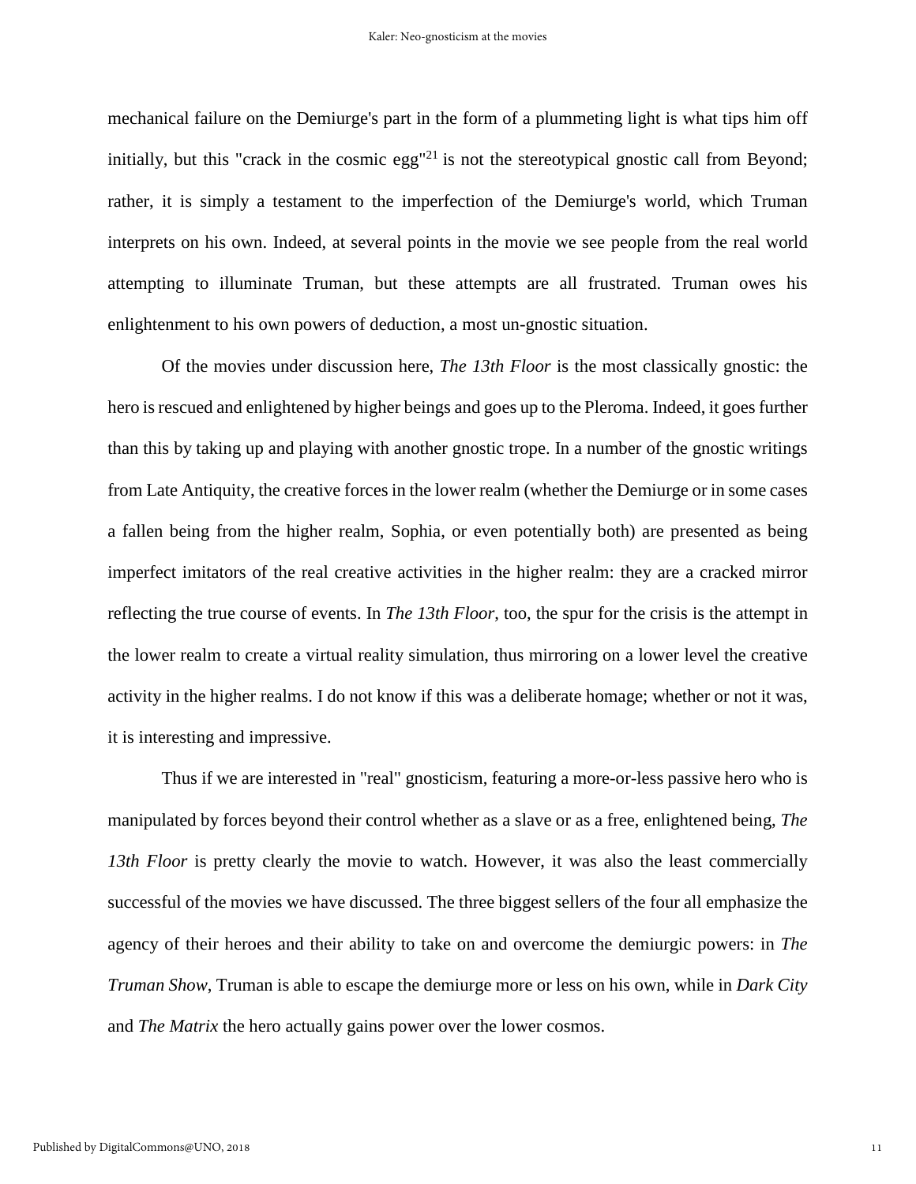mechanical failure on the Demiurge's part in the form of a plummeting light is what tips him off initially, but this "crack in the cosmic egg"[21] is not the stereotypical gnostic call from Beyond; rather, it is simply a testament to the imperfection of the Demiurge's world, which Truman interprets on his own. Indeed, at several points in the movie we see people from the real world attempting to illuminate Truman, but these attempts are all frustrated. Truman owes his enlightenment to his own powers of deduction, a most un-gnostic situation.

Of the movies under discussion here, *The 13th Floor* is the most classically gnostic: the hero is rescued and enlightened by higher beings and goes up to the Pleroma. Indeed, it goes further than this by taking up and playing with another gnostic trope. In a number of the gnostic writings from Late Antiquity, the creative forces in the lower realm (whether the Demiurge or in some cases a fallen being from the higher realm, Sophia, or even potentially both) are presented as being imperfect imitators of the real creative activities in the higher realm: they are a cracked mirror reflecting the true course of events. In *The 13th Floor*, too, the spur for the crisis is the attempt in the lower realm to create a virtual reality simulation, thus mirroring on a lower level the creative activity in the higher realms. I do not know if this was a deliberate homage; whether or not it was, it is interesting and impressive.

Thus if we are interested in "real" gnosticism, featuring a more-or-less passive hero who is manipulated by forces beyond their control whether as a slave or as a free, enlightened being, *The 13th Floor* is pretty clearly the movie to watch. However, it was also the least commercially successful of the movies we have discussed. The three biggest sellers of the four all emphasize the agency of their heroes and their ability to take on and overcome the demiurgic powers: in *The Truman Show*, Truman is able to escape the demiurge more or less on his own, while in *Dark City* and *The Matrix* the hero actually gains power over the lower cosmos.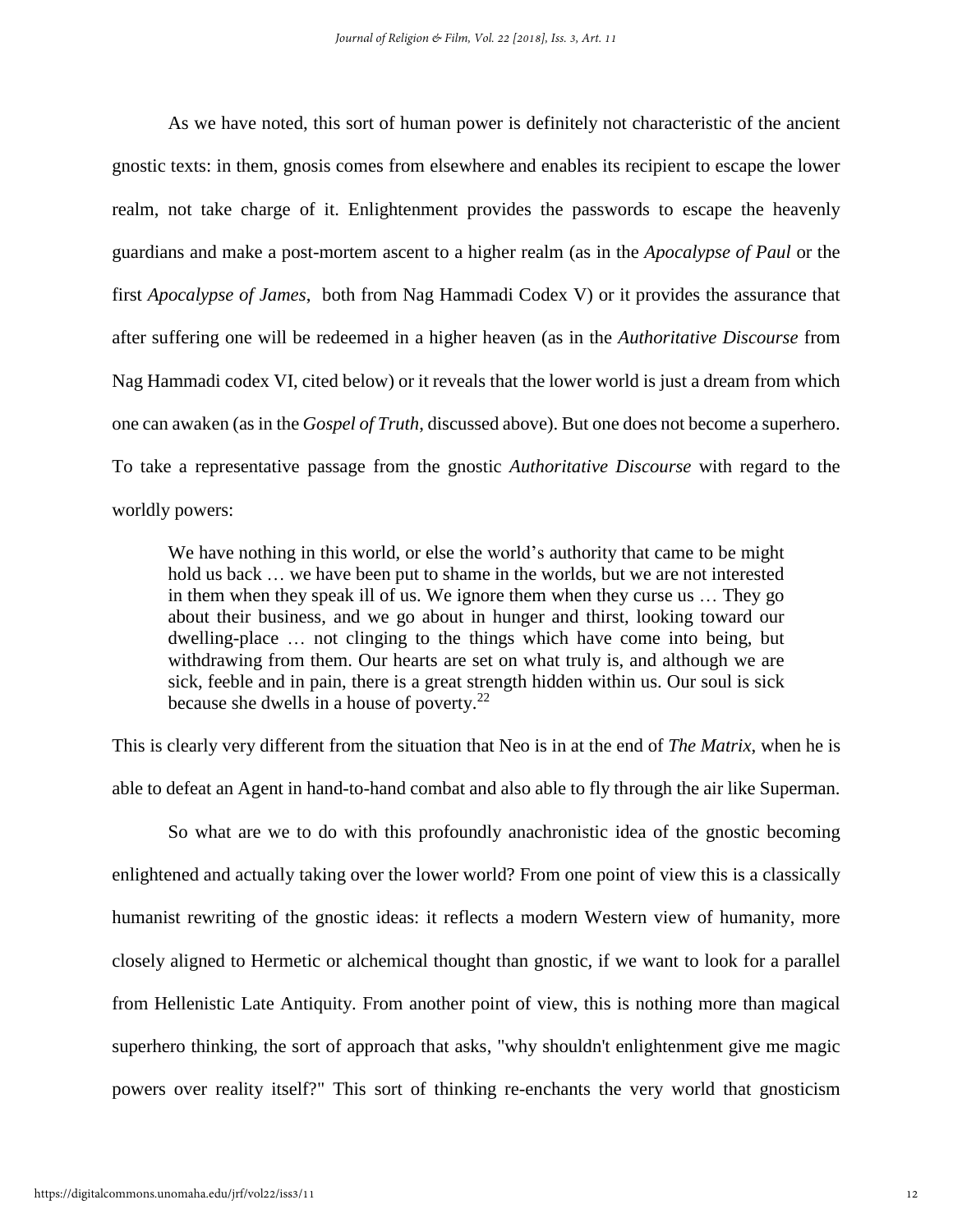As we have noted, this sort of human power is definitely not characteristic of the ancient gnostic texts: in them, gnosis comes from elsewhere and enables its recipient to escape the lower realm, not take charge of it. Enlightenment provides the passwords to escape the heavenly guardians and make a post-mortem ascent to a higher realm (as in the *Apocalypse of Paul* or the first *Apocalypse of James*, both from Nag Hammadi Codex V) or it provides the assurance that after suffering one will be redeemed in a higher heaven (as in the *Authoritative Discourse* from Nag Hammadi codex VI, cited below) or it reveals that the lower world is just a dream from which one can awaken (as in the *Gospel of Truth*, discussed above). But one does not become a superhero. To take a representative passage from the gnostic *Authoritative Discourse* with regard to the worldly powers:

> We have nothing in this world, or else the world's authority that came to be might hold us back … we have been put to shame in the worlds, but we are not interested in them when they speak ill of us. We ignore them when they curse us … They go about their business, and we go about in hunger and thirst, looking toward our dwelling-place … not clinging to the things which have come into being, but withdrawing from them. Our hearts are set on what truly is, and although we are sick, feeble and in pain, there is a great strength hidden within us. Our soul is sick because she dwells in a house of poverty.[22]

This is clearly very different from the situation that Neo is in at the end of *The Matrix*, when he is able to defeat an Agent in hand-to-hand combat and also able to fly through the air like Superman.

So what are we to do with this profoundly anachronistic idea of the gnostic becoming enlightened and actually taking over the lower world? From one point of view this is a classically humanist rewriting of the gnostic ideas: it reflects a modern Western view of humanity, more closely aligned to Hermetic or alchemical thought than gnostic, if we want to look for a parallel from Hellenistic Late Antiquity. From another point of view, this is nothing more than magical superhero thinking, the sort of approach that asks, "why shouldn't enlightenment give me magic powers over reality itself?" This sort of thinking re-enchants the very world that gnosticism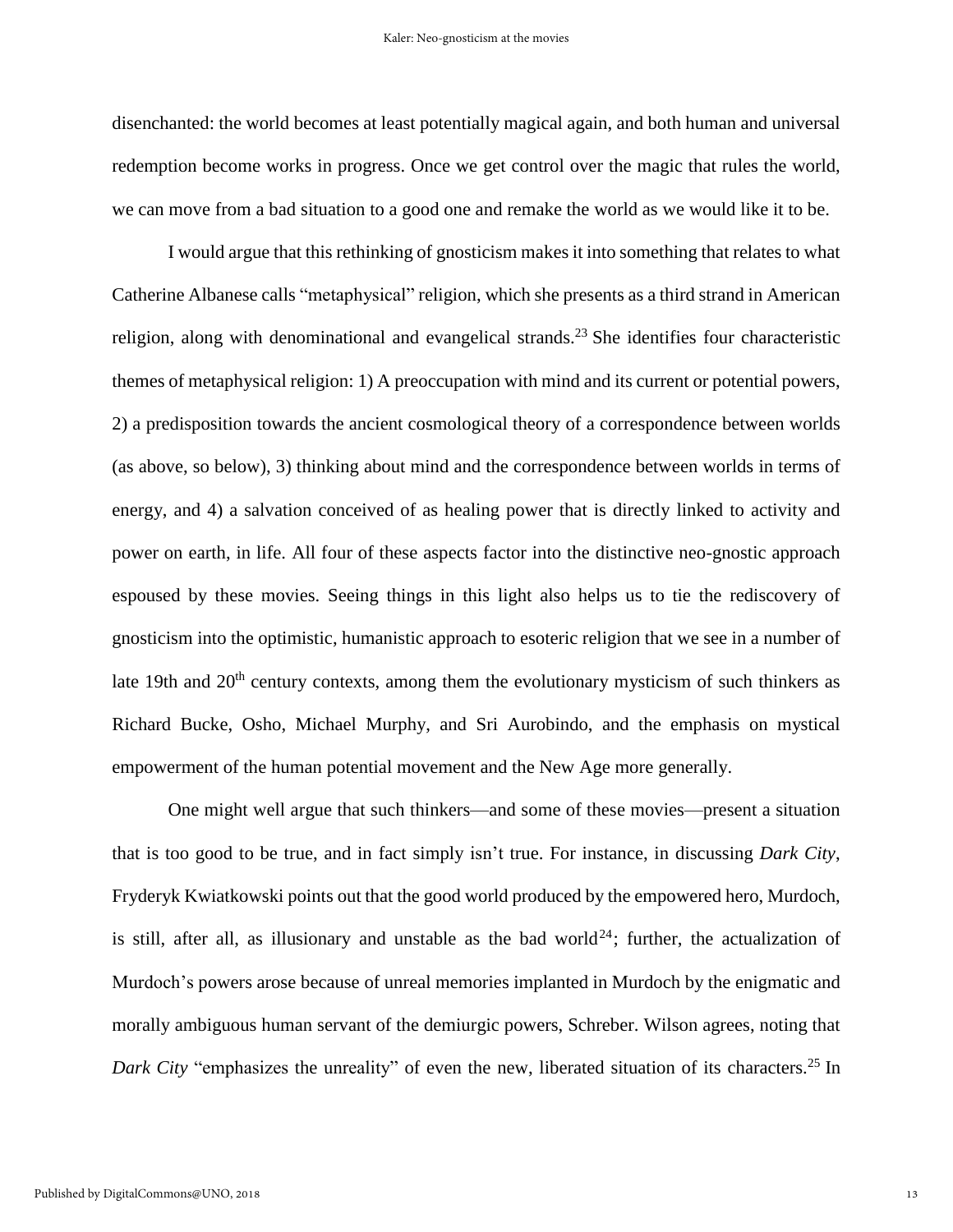disenchanted: the world becomes at least potentially magical again, and both human and universal redemption become works in progress. Once we get control over the magic that rules the world, we can move from a bad situation to a good one and remake the world as we would like it to be.

I would argue that this rethinking of gnosticism makes it into something that relates to what Catherine Albanese calls "metaphysical" religion, which she presents as a third strand in American religion, along with denominational and evangelical strands.[23] She identifies four characteristic themes of metaphysical religion: 1) A preoccupation with mind and its current or potential powers, 2) a predisposition towards the ancient cosmological theory of a correspondence between worlds (as above, so below), 3) thinking about mind and the correspondence between worlds in terms of energy, and 4) a salvation conceived of as healing power that is directly linked to activity and power on earth, in life. All four of these aspects factor into the distinctive neo-gnostic approach espoused by these movies. Seeing things in this light also helps us to tie the rediscovery of gnosticism into the optimistic, humanistic approach to esoteric religion that we see in a number of late 19th and 20th century contexts, among them the evolutionary mysticism of such thinkers as Richard Bucke, Osho, Michael Murphy, and Sri Aurobindo, and the emphasis on mystical empowerment of the human potential movement and the New Age more generally.

One might well argue that such thinkers—and some of these movies—present a situation that is too good to be true, and in fact simply isn't true. For instance, in discussing *Dark City*, Fryderyk Kwiatkowski points out that the good world produced by the empowered hero, Murdoch, is still, after all, as illusionary and unstable as the bad world[24]; further, the actualization of Murdoch's powers arose because of unreal memories implanted in Murdoch by the enigmatic and morally ambiguous human servant of the demiurgic powers, Schreber. Wilson agrees, noting that *Dark City* "emphasizes the unreality" of even the new, liberated situation of its characters.[25] In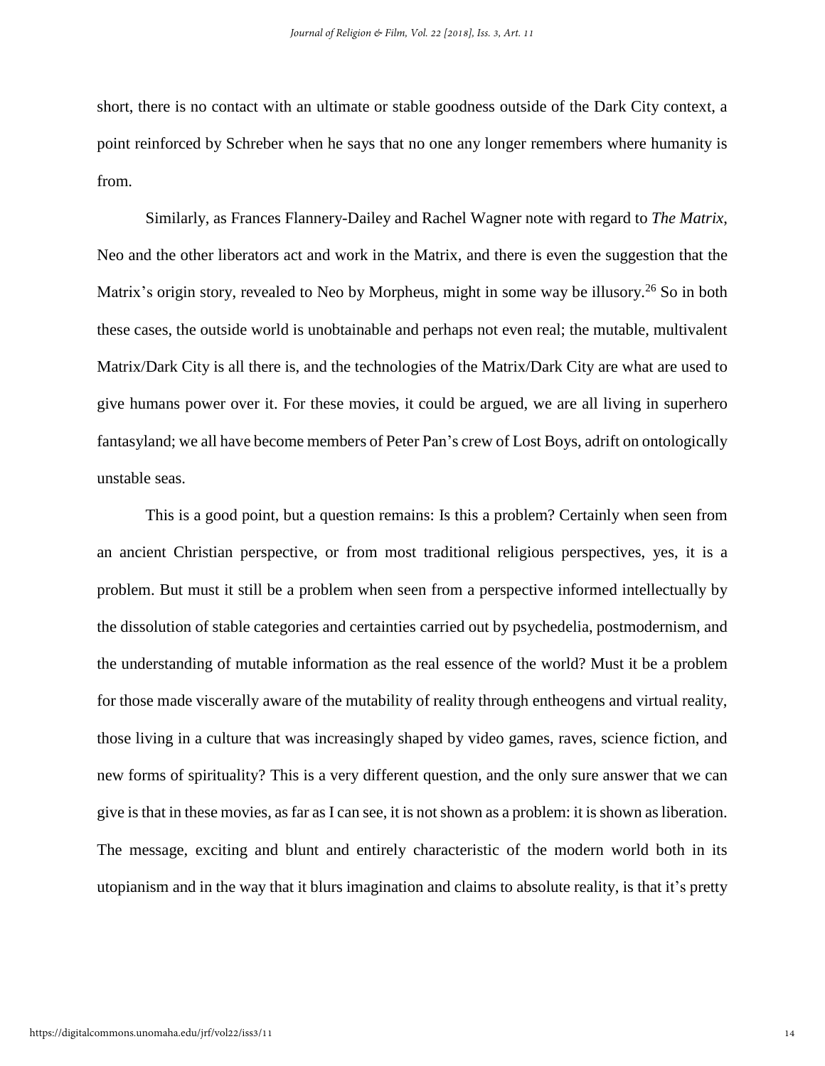short, there is no contact with an ultimate or stable goodness outside of the Dark City context, a point reinforced by Schreber when he says that no one any longer remembers where humanity is from.

Similarly, as Frances Flannery-Dailey and Rachel Wagner note with regard to *The Matrix*, Neo and the other liberators act and work in the Matrix, and there is even the suggestion that the Matrix's origin story, revealed to Neo by Morpheus, might in some way be illusory.[26] So in both these cases, the outside world is unobtainable and perhaps not even real; the mutable, multivalent Matrix/Dark City is all there is, and the technologies of the Matrix/Dark City are what are used to give humans power over it. For these movies, it could be argued, we are all living in superhero fantasyland; we all have become members of Peter Pan's crew of Lost Boys, adrift on ontologically unstable seas.

This is a good point, but a question remains: Is this a problem? Certainly when seen from an ancient Christian perspective, or from most traditional religious perspectives, yes, it is a problem. But must it still be a problem when seen from a perspective informed intellectually by the dissolution of stable categories and certainties carried out by psychedelia, postmodernism, and the understanding of mutable information as the real essence of the world? Must it be a problem for those made viscerally aware of the mutability of reality through entheogens and virtual reality, those living in a culture that was increasingly shaped by video games, raves, science fiction, and new forms of spirituality? This is a very different question, and the only sure answer that we can give is that in these movies, as far as I can see, it is not shown as a problem: it is shown as liberation. The message, exciting and blunt and entirely characteristic of the modern world both in its utopianism and in the way that it blurs imagination and claims to absolute reality, is that it's pretty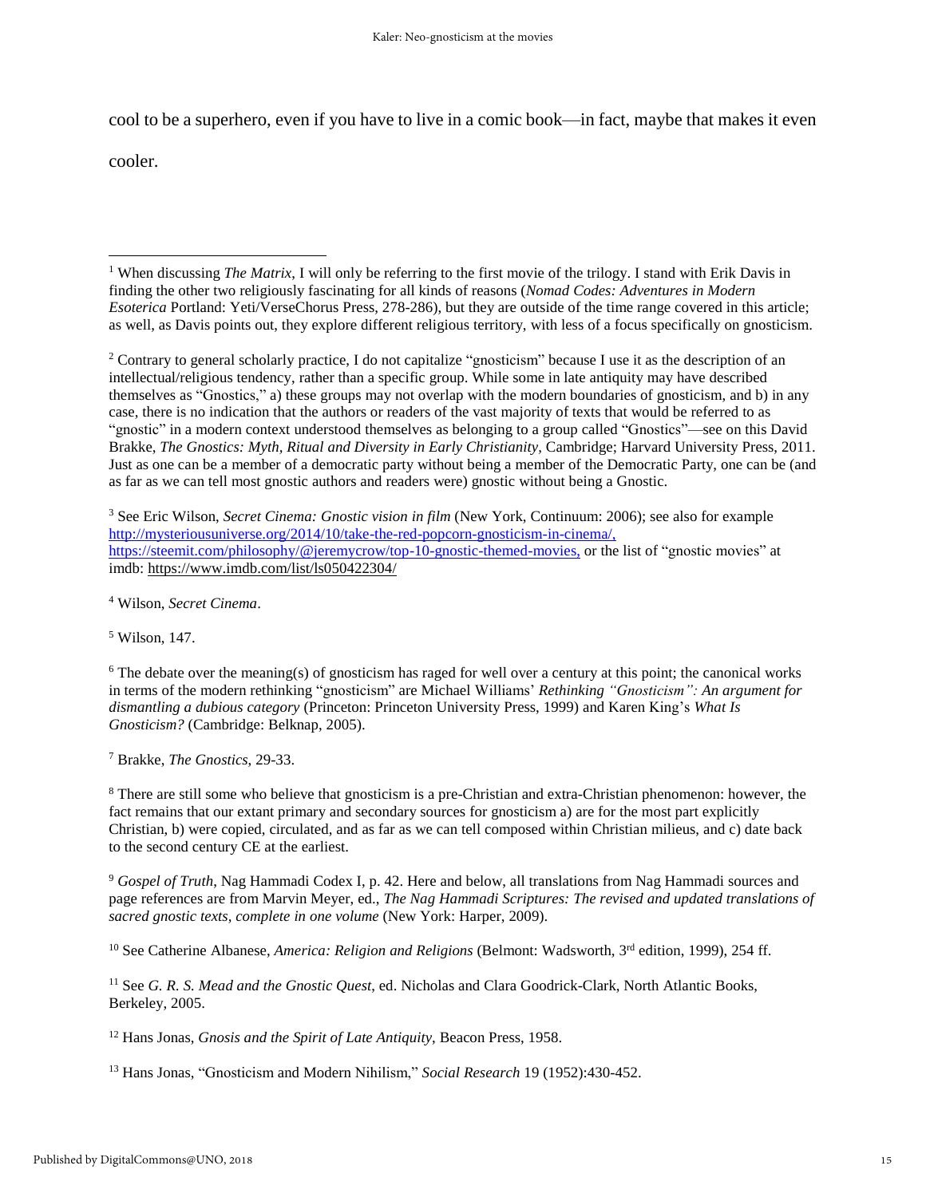cool to be a superhero, even if you have to live in a comic book—in fact, maybe that makes it even cooler.

---

[1] When discussing *The Matrix*, I will only be referring to the first movie of the trilogy. I stand with Erik Davis in finding the other two religiously fascinating for all kinds of reasons (*Nomad Codes: Adventures in Modern Esoterica* Portland: Yeti/VerseChorus Press, 278-286), but they are outside of the time range covered in this article; as well, as Davis points out, they explore different religious territory, with less of a focus specifically on gnosticism.

[2] Contrary to general scholarly practice, I do not capitalize "gnosticism" because I use it as the description of an intellectual/religious tendency, rather than a specific group. While some in late antiquity may have described themselves as "Gnostics," a) these groups may not overlap with the modern boundaries of gnosticism, and b) in any case, there is no indication that the authors or readers of the vast majority of texts that would be referred to as "gnostic" in a modern context understood themselves as belonging to a group called "Gnostics"—see on this David Brakke, *The Gnostics: Myth, Ritual and Diversity in Early Christianity*, Cambridge; Harvard University Press, 2011. Just as one can be a member of a democratic party without being a member of the Democratic Party, one can be (and as far as we can tell most gnostic authors and readers were) gnostic without being a Gnostic.

[3] See Eric Wilson, *Secret Cinema: Gnostic vision in film* (New York, Continuum: 2006); see also for example http://mysteriousuniverse.org/2014/10/take-the-red-popcorn-gnosticism-in-cinema/, https://steemit.com/philosophy/@jeremycrow/top-10-gnostic-themed-movies, or the list of "gnostic movies" at imdb: https://www.imdb.com/list/ls050422304/

[4] Wilson, *Secret Cinema*.

[5] Wilson, 147.

[6] The debate over the meaning(s) of gnosticism has raged for well over a century at this point; the canonical works in terms of the modern rethinking "gnosticism" are Michael Williams' *Rethinking "Gnosticism": An argument for dismantling a dubious category* (Princeton: Princeton University Press, 1999) and Karen King's *What Is Gnosticism?* (Cambridge: Belknap, 2005).

[7] Brakke, *The Gnostics*, 29-33.

[8] There are still some who believe that gnosticism is a pre-Christian and extra-Christian phenomenon: however, the fact remains that our extant primary and secondary sources for gnosticism a) are for the most part explicitly Christian, b) were copied, circulated, and as far as we can tell composed within Christian milieus, and c) date back to the second century CE at the earliest.

[9] *Gospel of Truth*, Nag Hammadi Codex I, p. 42. Here and below, all translations from Nag Hammadi sources and page references are from Marvin Meyer, ed., *The Nag Hammadi Scriptures: The revised and updated translations of sacred gnostic texts, complete in one volume* (New York: Harper, 2009).

[10] See Catherine Albanese, *America: Religion and Religions* (Belmont: Wadsworth, 3rd edition, 1999), 254 ff.

[11] See *G. R. S. Mead and the Gnostic Quest*, ed. Nicholas and Clara Goodrick-Clark, North Atlantic Books, Berkeley, 2005.

[12] Hans Jonas, *Gnosis and the Spirit of Late Antiquity*, Beacon Press, 1958.

[13] Hans Jonas, "Gnosticism and Modern Nihilism," *Social Research* 19 (1952):430-452.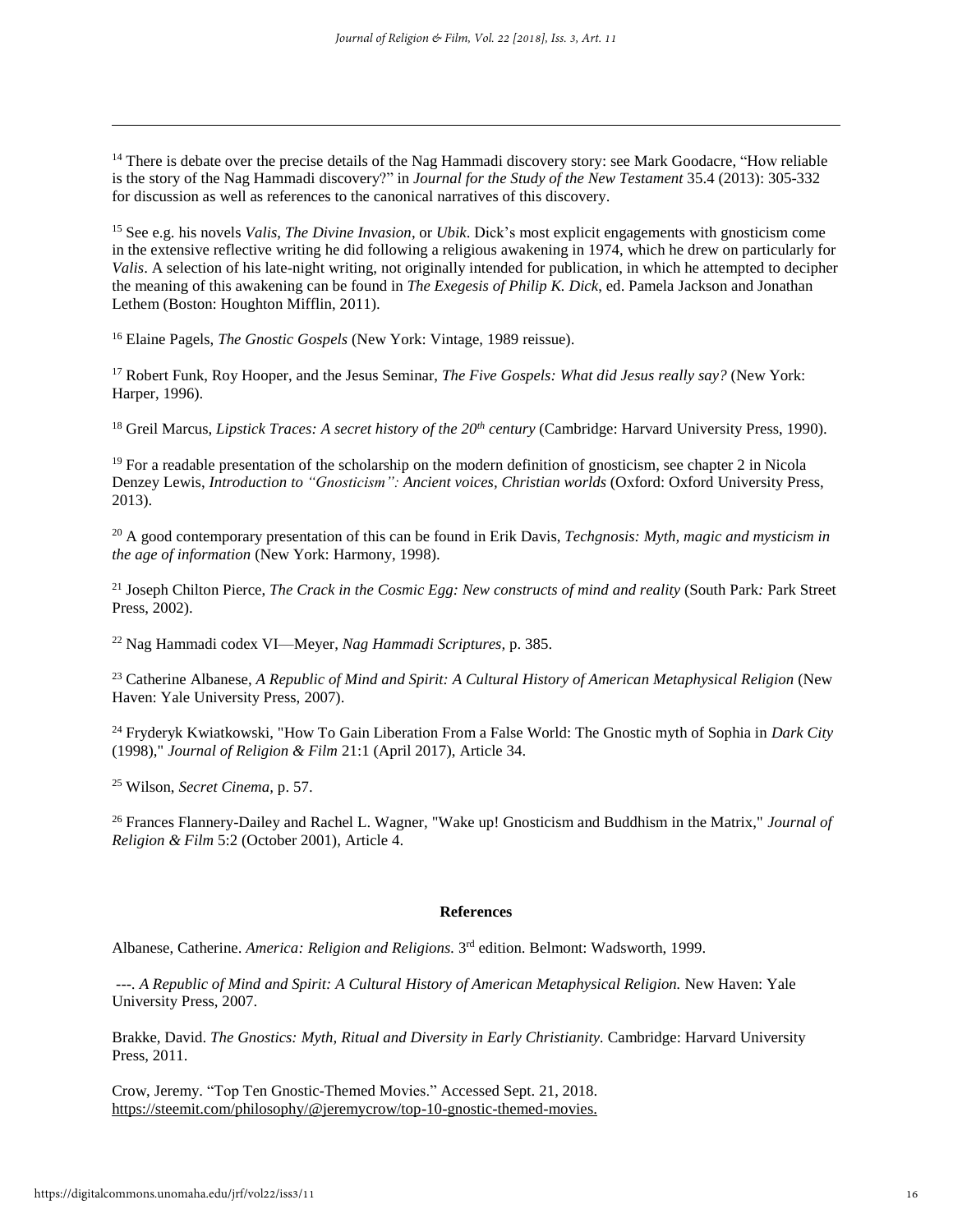[14] There is debate over the precise details of the Nag Hammadi discovery story: see Mark Goodacre, "How reliable is the story of the Nag Hammadi discovery?" in *Journal for the Study of the New Testament* 35.4 (2013): 305-332 for discussion as well as references to the canonical narratives of this discovery.

[15] See e.g. his novels *Valis*, *The Divine Invasion*, or *Ubik*. Dick's most explicit engagements with gnosticism come in the extensive reflective writing he did following a religious awakening in 1974, which he drew on particularly for *Valis*. A selection of his late-night writing, not originally intended for publication, in which he attempted to decipher the meaning of this awakening can be found in *The Exegesis of Philip K. Dick*, ed. Pamela Jackson and Jonathan Lethem (Boston: Houghton Mifflin, 2011).

[16] Elaine Pagels, *The Gnostic Gospels* (New York: Vintage, 1989 reissue).

[17] Robert Funk, Roy Hooper, and the Jesus Seminar, *The Five Gospels: What did Jesus really say?* (New York: Harper, 1996).

[18] Greil Marcus, *Lipstick Traces: A secret history of the 20th century* (Cambridge: Harvard University Press, 1990).

[19] For a readable presentation of the scholarship on the modern definition of gnosticism, see chapter 2 in Nicola Denzey Lewis, *Introduction to "Gnosticism": Ancient voices, Christian worlds* (Oxford: Oxford University Press, 2013).

[20] A good contemporary presentation of this can be found in Erik Davis, *Techgnosis: Myth, magic and mysticism in the age of information* (New York: Harmony, 1998).

[21] Joseph Chilton Pierce, *The Crack in the Cosmic Egg: New constructs of mind and reality* (South Park: Park Street Press, 2002).

[22] Nag Hammadi codex VI—Meyer, *Nag Hammadi Scriptures,* p. 385.

[23] Catherine Albanese, *A Republic of Mind and Spirit: A Cultural History of American Metaphysical Religion* (New Haven: Yale University Press, 2007).

[24] Fryderyk Kwiatkowski, "How To Gain Liberation From a False World: The Gnostic myth of Sophia in *Dark City* (1998)," *Journal of Religion & Film* 21:1 (April 2017), Article 34.

[25] Wilson, *Secret Cinema,* p. 57.

[26] Frances Flannery-Dailey and Rachel L. Wagner, "Wake up! Gnosticism and Buddhism in the Matrix," *Journal of Religion & Film* 5:2 (October 2001), Article 4.

**References**

Albanese, Catherine. *America: Religion and Religions.* 3rd edition. Belmont: Wadsworth, 1999.

---. *A Republic of Mind and Spirit: A Cultural History of American Metaphysical Religion.* New Haven: Yale University Press, 2007.

Brakke, David. *The Gnostics: Myth, Ritual and Diversity in Early Christianity.* Cambridge: Harvard University Press, 2011.

Crow, Jeremy. "Top Ten Gnostic-Themed Movies." Accessed Sept. 21, 2018. https://steemit.com/philosophy/@jeremycrow/top-10-gnostic-themed-movies.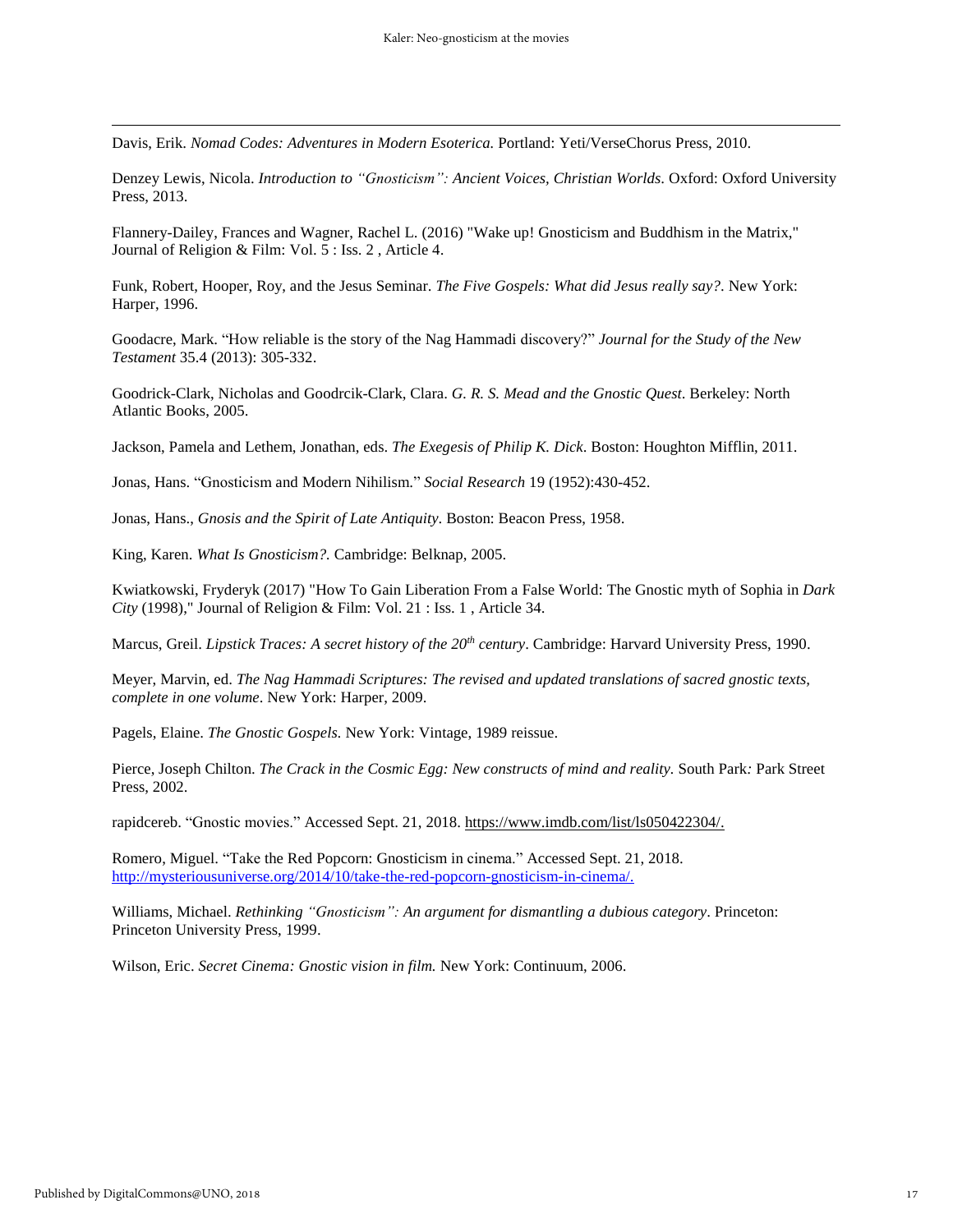Davis, Erik. *Nomad Codes: Adventures in Modern Esoterica.* Portland: Yeti/VerseChorus Press, 2010.

Denzey Lewis, Nicola. *Introduction to "Gnosticism": Ancient Voices, Christian Worlds.* Oxford: Oxford University Press, 2013.

Flannery-Dailey, Frances and Wagner, Rachel L. (2016) "Wake up! Gnosticism and Buddhism in the Matrix," Journal of Religion & Film: Vol. 5 : Iss. 2 , Article 4.

Funk, Robert, Hooper, Roy, and the Jesus Seminar. *The Five Gospels: What did Jesus really say?*. New York: Harper, 1996.

Goodacre, Mark. "How reliable is the story of the Nag Hammadi discovery?" *Journal for the Study of the New Testament* 35.4 (2013): 305-332.

Goodrick-Clark, Nicholas and Goodrcik-Clark, Clara. *G. R. S. Mead and the Gnostic Quest*. Berkeley: North Atlantic Books, 2005.

Jackson, Pamela and Lethem, Jonathan, eds. *The Exegesis of Philip K. Dick*. Boston: Houghton Mifflin, 2011.

Jonas, Hans. "Gnosticism and Modern Nihilism." *Social Research* 19 (1952):430-452.

Jonas, Hans., *Gnosis and the Spirit of Late Antiquity*. Boston: Beacon Press, 1958.

King, Karen. *What Is Gnosticism?.* Cambridge: Belknap, 2005.

Kwiatkowski, Fryderyk (2017) "How To Gain Liberation From a False World: The Gnostic myth of Sophia in *Dark City* (1998)," Journal of Religion & Film: Vol. 21 : Iss. 1 , Article 34.

Marcus, Greil. *Lipstick Traces: A secret history of the 20th century*. Cambridge: Harvard University Press, 1990.

Meyer, Marvin, ed. *The Nag Hammadi Scriptures: The revised and updated translations of sacred gnostic texts, complete in one volume*. New York: Harper, 2009.

Pagels, Elaine. *The Gnostic Gospels.* New York: Vintage, 1989 reissue.

Pierce, Joseph Chilton. *The Crack in the Cosmic Egg: New constructs of mind and reality.* South Park: Park Street Press, 2002.

rapidcereb. "Gnostic movies." Accessed Sept. 21, 2018. https://www.imdb.com/list/ls050422304/.

Romero, Miguel. "Take the Red Popcorn: Gnosticism in cinema." Accessed Sept. 21, 2018. http://mysteriousuniverse.org/2014/10/take-the-red-popcorn-gnosticism-in-cinema/.

Williams, Michael. *Rethinking "Gnosticism": An argument for dismantling a dubious category*. Princeton: Princeton University Press, 1999.

Wilson, Eric. *Secret Cinema: Gnostic vision in film.* New York: Continuum, 2006.